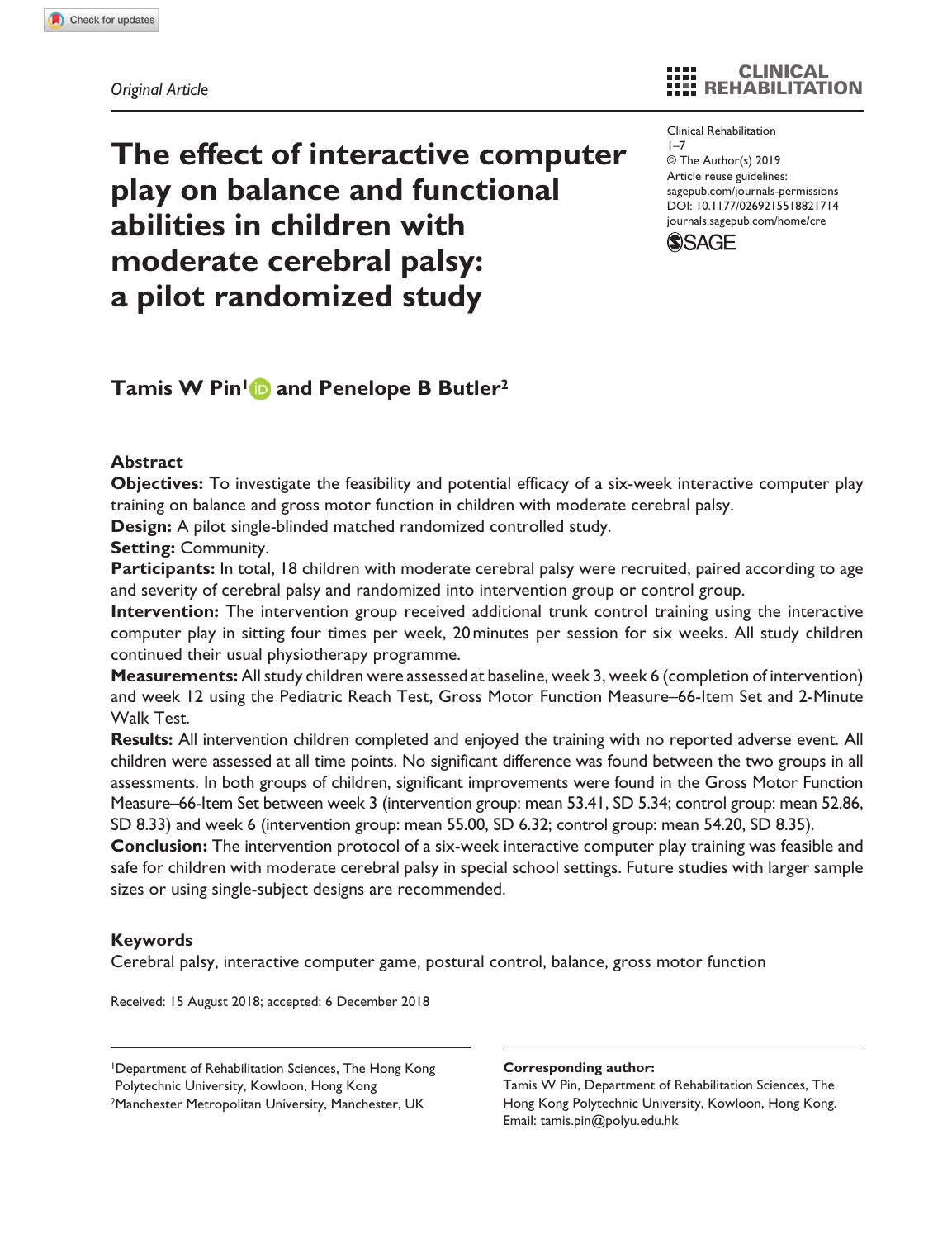Original Article

# The effect of interactive computer play on balance and functional abilities in children with moderate cerebral palsy: a pilot randomized study

Clinical Rehabilitation
1–7
© The Author(s) 2019
Article reuse guidelines: sagepub.com/journals-permissions
DOI: 10.1177/0269215518821714
journals.sagepub.com/home/cre

**Tamis W Pin[1] and Penelope B Butler[2]**

## Abstract

**Objectives:** To investigate the feasibility and potential efficacy of a six-week interactive computer play training on balance and gross motor function in children with moderate cerebral palsy.

**Design:** A pilot single-blinded matched randomized controlled study.

**Setting:** Community.

**Participants:** In total, 18 children with moderate cerebral palsy were recruited, paired according to age and severity of cerebral palsy and randomized into intervention group or control group.

**Intervention:** The intervention group received additional trunk control training using the interactive computer play in sitting four times per week, 20 minutes per session for six weeks. All study children continued their usual physiotherapy programme.

**Measurements:** All study children were assessed at baseline, week 3, week 6 (completion of intervention) and week 12 using the Pediatric Reach Test, Gross Motor Function Measure–66-Item Set and 2-Minute Walk Test.

**Results:** All intervention children completed and enjoyed the training with no reported adverse event. All children were assessed at all time points. No significant difference was found between the two groups in all assessments. In both groups of children, significant improvements were found in the Gross Motor Function Measure–66-Item Set between week 3 (intervention group: mean 53.41, SD 5.34; control group: mean 52.86, SD 8.33) and week 6 (intervention group: mean 55.00, SD 6.32; control group: mean 54.20, SD 8.35).

**Conclusion:** The intervention protocol of a six-week interactive computer play training was feasible and safe for children with moderate cerebral palsy in special school settings. Future studies with larger sample sizes or using single-subject designs are recommended.

## Keywords

Cerebral palsy, interactive computer game, postural control, balance, gross motor function

Received: 15 August 2018; accepted: 6 December 2018

[1]Department of Rehabilitation Sciences, The Hong Kong Polytechnic University, Kowloon, Hong Kong
[2]Manchester Metropolitan University, Manchester, UK

**Corresponding author:**
Tamis W Pin, Department of Rehabilitation Sciences, The Hong Kong Polytechnic University, Kowloon, Hong Kong.
Email: tamis.pin@polyu.edu.hk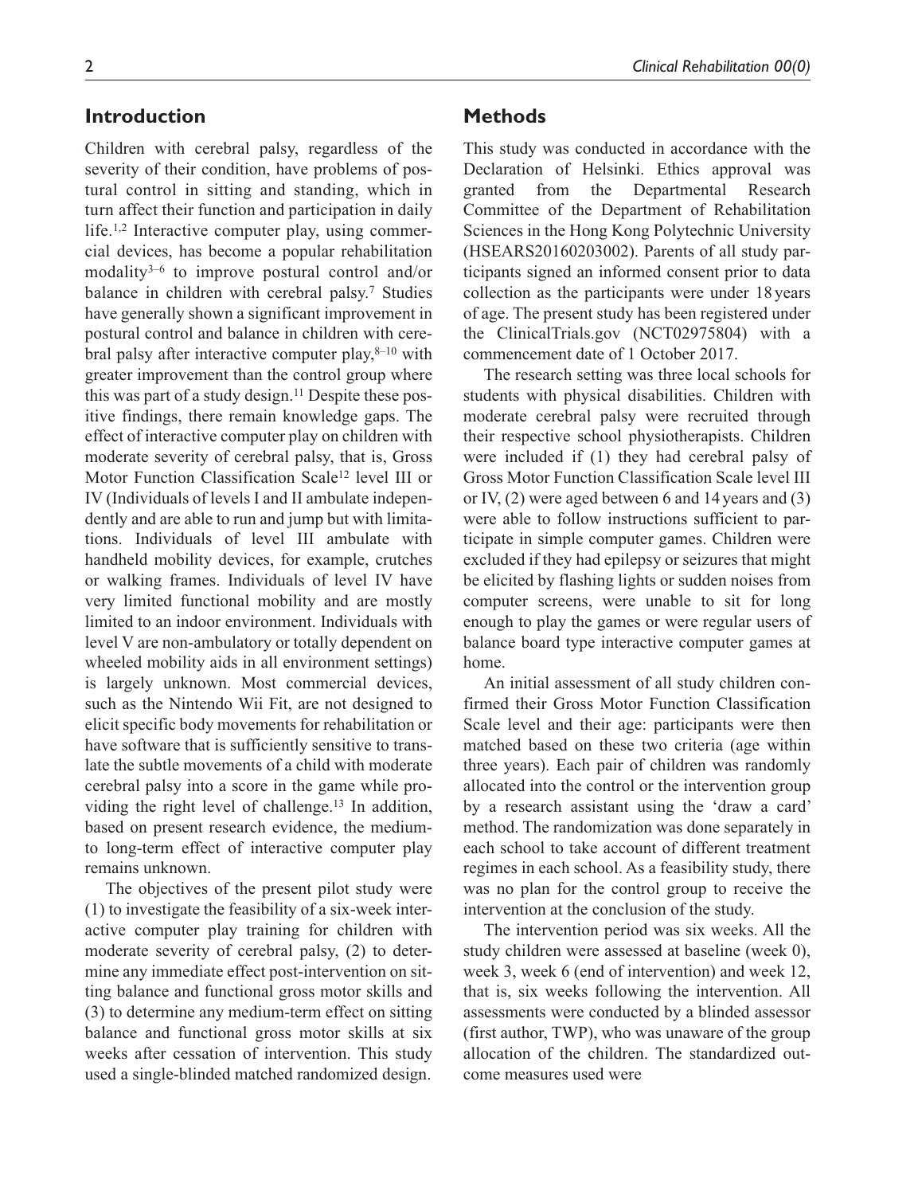## Introduction

Children with cerebral palsy, regardless of the severity of their condition, have problems of postural control in sitting and standing, which in turn affect their function and participation in daily life.[1,2] Interactive computer play, using commercial devices, has become a popular rehabilitation modality[3–6] to improve postural control and/or balance in children with cerebral palsy.[7] Studies have generally shown a significant improvement in postural control and balance in children with cerebral palsy after interactive computer play,[8–10] with greater improvement than the control group where this was part of a study design.[11] Despite these positive findings, there remain knowledge gaps. The effect of interactive computer play on children with moderate severity of cerebral palsy, that is, Gross Motor Function Classification Scale[12] level III or IV (Individuals of levels I and II ambulate independently and are able to run and jump but with limitations. Individuals of level III ambulate with handheld mobility devices, for example, crutches or walking frames. Individuals of level IV have very limited functional mobility and are mostly limited to an indoor environment. Individuals with level V are non-ambulatory or totally dependent on wheeled mobility aids in all environment settings) is largely unknown. Most commercial devices, such as the Nintendo Wii Fit, are not designed to elicit specific body movements for rehabilitation or have software that is sufficiently sensitive to translate the subtle movements of a child with moderate cerebral palsy into a score in the game while providing the right level of challenge.[13] In addition, based on present research evidence, the medium- to long-term effect of interactive computer play remains unknown.

The objectives of the present pilot study were (1) to investigate the feasibility of a six-week interactive computer play training for children with moderate severity of cerebral palsy, (2) to determine any immediate effect post-intervention on sitting balance and functional gross motor skills and (3) to determine any medium-term effect on sitting balance and functional gross motor skills at six weeks after cessation of intervention. This study used a single-blinded matched randomized design.

## Methods

This study was conducted in accordance with the Declaration of Helsinki. Ethics approval was granted from the Departmental Research Committee of the Department of Rehabilitation Sciences in the Hong Kong Polytechnic University (HSEARS20160203002). Parents of all study participants signed an informed consent prior to data collection as the participants were under 18 years of age. The present study has been registered under the ClinicalTrials.gov (NCT02975804) with a commencement date of 1 October 2017.

The research setting was three local schools for students with physical disabilities. Children with moderate cerebral palsy were recruited through their respective school physiotherapists. Children were included if (1) they had cerebral palsy of Gross Motor Function Classification Scale level III or IV, (2) were aged between 6 and 14 years and (3) were able to follow instructions sufficient to participate in simple computer games. Children were excluded if they had epilepsy or seizures that might be elicited by flashing lights or sudden noises from computer screens, were unable to sit for long enough to play the games or were regular users of balance board type interactive computer games at home.

An initial assessment of all study children confirmed their Gross Motor Function Classification Scale level and their age: participants were then matched based on these two criteria (age within three years). Each pair of children was randomly allocated into the control or the intervention group by a research assistant using the 'draw a card' method. The randomization was done separately in each school to take account of different treatment regimes in each school. As a feasibility study, there was no plan for the control group to receive the intervention at the conclusion of the study.

The intervention period was six weeks. All the study children were assessed at baseline (week 0), week 3, week 6 (end of intervention) and week 12, that is, six weeks following the intervention. All assessments were conducted by a blinded assessor (first author, TWP), who was unaware of the group allocation of the children. The standardized outcome measures used were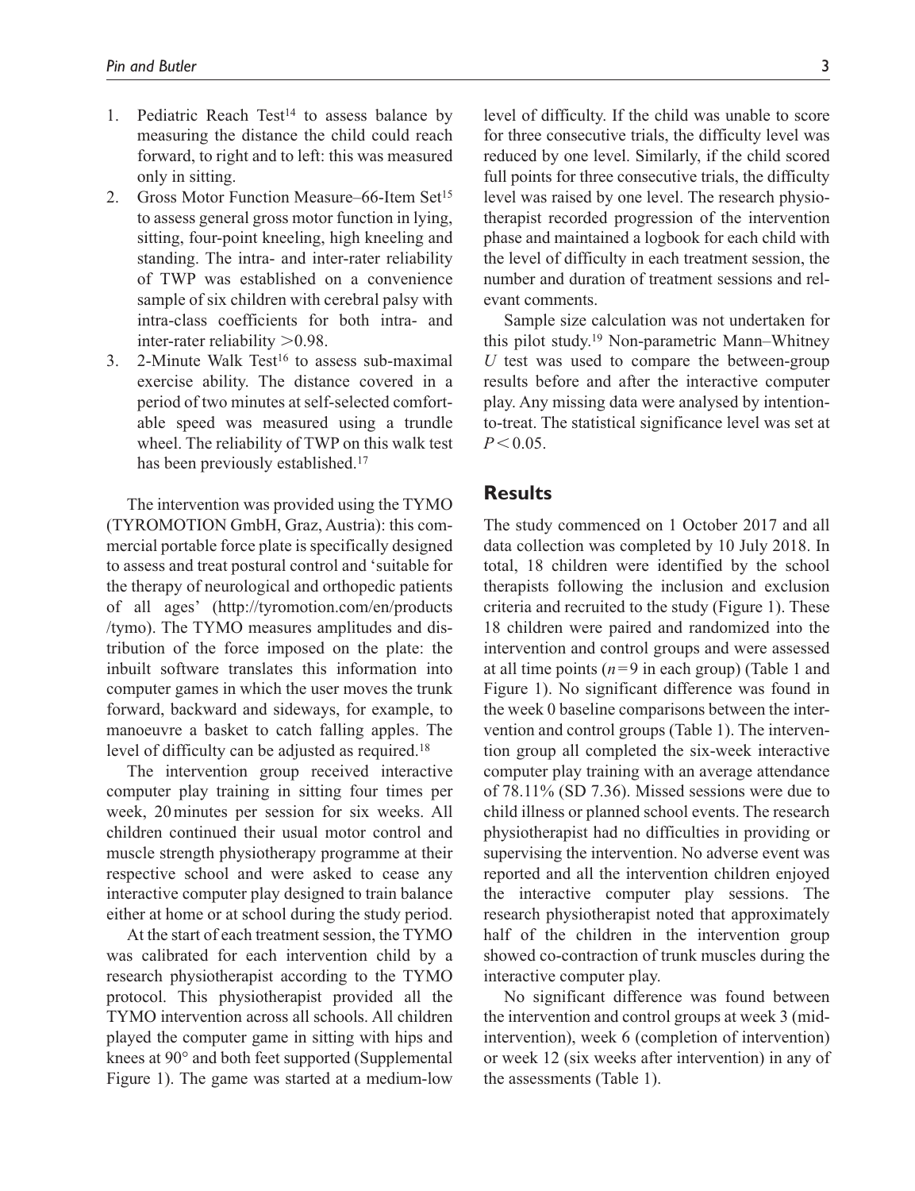1. Pediatric Reach Test[14] to assess balance by measuring the distance the child could reach forward, to right and to left: this was measured only in sitting.
2. Gross Motor Function Measure–66-Item Set[15] to assess general gross motor function in lying, sitting, four-point kneeling, high kneeling and standing. The intra- and inter-rater reliability of TWP was established on a convenience sample of six children with cerebral palsy with intra-class coefficients for both intra- and inter-rater reliability >0.98.
3. 2-Minute Walk Test[16] to assess sub-maximal exercise ability. The distance covered in a period of two minutes at self-selected comfortable speed was measured using a trundle wheel. The reliability of TWP on this walk test has been previously established.[17]

The intervention was provided using the TYMO (TYROMOTION GmbH, Graz, Austria): this commercial portable force plate is specifically designed to assess and treat postural control and 'suitable for the therapy of neurological and orthopedic patients of all ages' (http://tyromotion.com/en/products/tymo). The TYMO measures amplitudes and distribution of the force imposed on the plate: the inbuilt software translates this information into computer games in which the user moves the trunk forward, backward and sideways, for example, to manoeuvre a basket to catch falling apples. The level of difficulty can be adjusted as required.[18]

The intervention group received interactive computer play training in sitting four times per week, 20 minutes per session for six weeks. All children continued their usual motor control and muscle strength physiotherapy programme at their respective school and were asked to cease any interactive computer play designed to train balance either at home or at school during the study period.

At the start of each treatment session, the TYMO was calibrated for each intervention child by a research physiotherapist according to the TYMO protocol. This physiotherapist provided all the TYMO intervention across all schools. All children played the computer game in sitting with hips and knees at 90° and both feet supported (Supplemental Figure 1). The game was started at a medium-low level of difficulty. If the child was unable to score for three consecutive trials, the difficulty level was reduced by one level. Similarly, if the child scored full points for three consecutive trials, the difficulty level was raised by one level. The research physiotherapist recorded progression of the intervention phase and maintained a logbook for each child with the level of difficulty in each treatment session, the number and duration of treatment sessions and relevant comments.

Sample size calculation was not undertaken for this pilot study.[19] Non-parametric Mann–Whitney *U* test was used to compare the between-group results before and after the interactive computer play. Any missing data were analysed by intention-to-treat. The statistical significance level was set at $P < 0.05$.

## Results

The study commenced on 1 October 2017 and all data collection was completed by 10 July 2018. In total, 18 children were identified by the school therapists following the inclusion and exclusion criteria and recruited to the study (Figure 1). These 18 children were paired and randomized into the intervention and control groups and were assessed at all time points ($n = 9$ in each group) (Table 1 and Figure 1). No significant difference was found in the week 0 baseline comparisons between the intervention and control groups (Table 1). The intervention group all completed the six-week interactive computer play training with an average attendance of 78.11% (SD 7.36). Missed sessions were due to child illness or planned school events. The research physiotherapist had no difficulties in providing or supervising the intervention. No adverse event was reported and all the intervention children enjoyed the interactive computer play sessions. The research physiotherapist noted that approximately half of the children in the intervention group showed co-contraction of trunk muscles during the interactive computer play.

No significant difference was found between the intervention and control groups at week 3 (mid-intervention), week 6 (completion of intervention) or week 12 (six weeks after intervention) in any of the assessments (Table 1).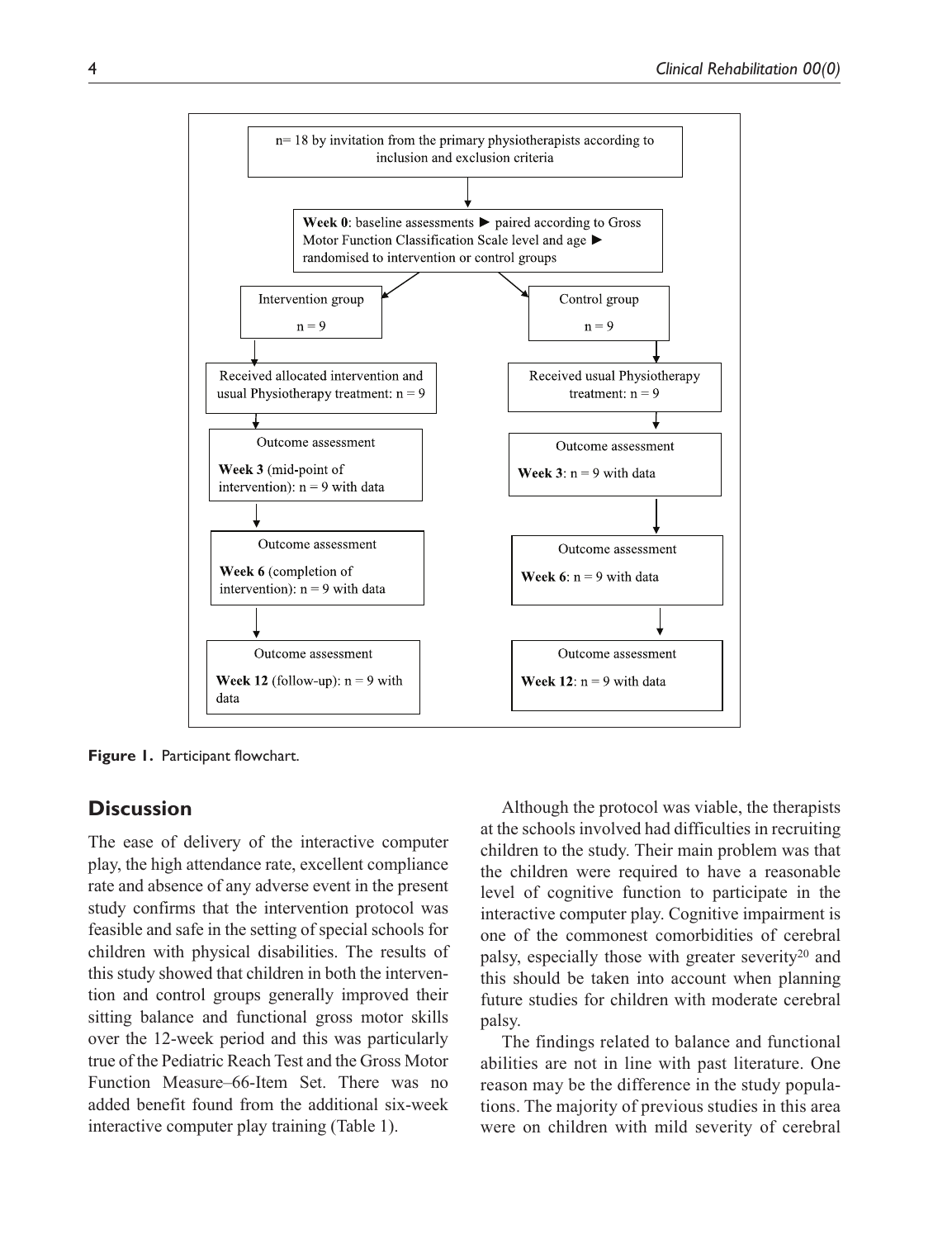n= 18 by invitation from the primary physiotherapists according to inclusion and exclusion criteria

**Week 0**: baseline assessments ► paired according to Gross Motor Function Classification Scale level and age ► randomised to intervention or control groups

| Intervention group | Control group |
|---|---|
| n = 9 | n = 9 |
| Received allocated intervention and usual Physiotherapy treatment: n = 9 | Received usual Physiotherapy treatment: n = 9 |
| Outcome assessment **Week 3** (mid-point of intervention): n = 9 with data | Outcome assessment **Week 3**: n = 9 with data |
| Outcome assessment **Week 6** (completion of intervention): n = 9 with data | Outcome assessment **Week 6**: n = 9 with data |
| Outcome assessment **Week 12** (follow-up): n = 9 with data | Outcome assessment **Week 12**: n = 9 with data |

**Figure 1.** Participant flowchart.

## Discussion

The ease of delivery of the interactive computer play, the high attendance rate, excellent compliance rate and absence of any adverse event in the present study confirms that the intervention protocol was feasible and safe in the setting of special schools for children with physical disabilities. The results of this study showed that children in both the intervention and control groups generally improved their sitting balance and functional gross motor skills over the 12-week period and this was particularly true of the Pediatric Reach Test and the Gross Motor Function Measure–66-Item Set. There was no added benefit found from the additional six-week interactive computer play training (Table 1).

Although the protocol was viable, the therapists at the schools involved had difficulties in recruiting children to the study. Their main problem was that the children were required to have a reasonable level of cognitive function to participate in the interactive computer play. Cognitive impairment is one of the commonest comorbidities of cerebral palsy, especially those with greater severity[20] and this should be taken into account when planning future studies for children with moderate cerebral palsy.

The findings related to balance and functional abilities are not in line with past literature. One reason may be the difference in the study populations. The majority of previous studies in this area were on children with mild severity of cerebral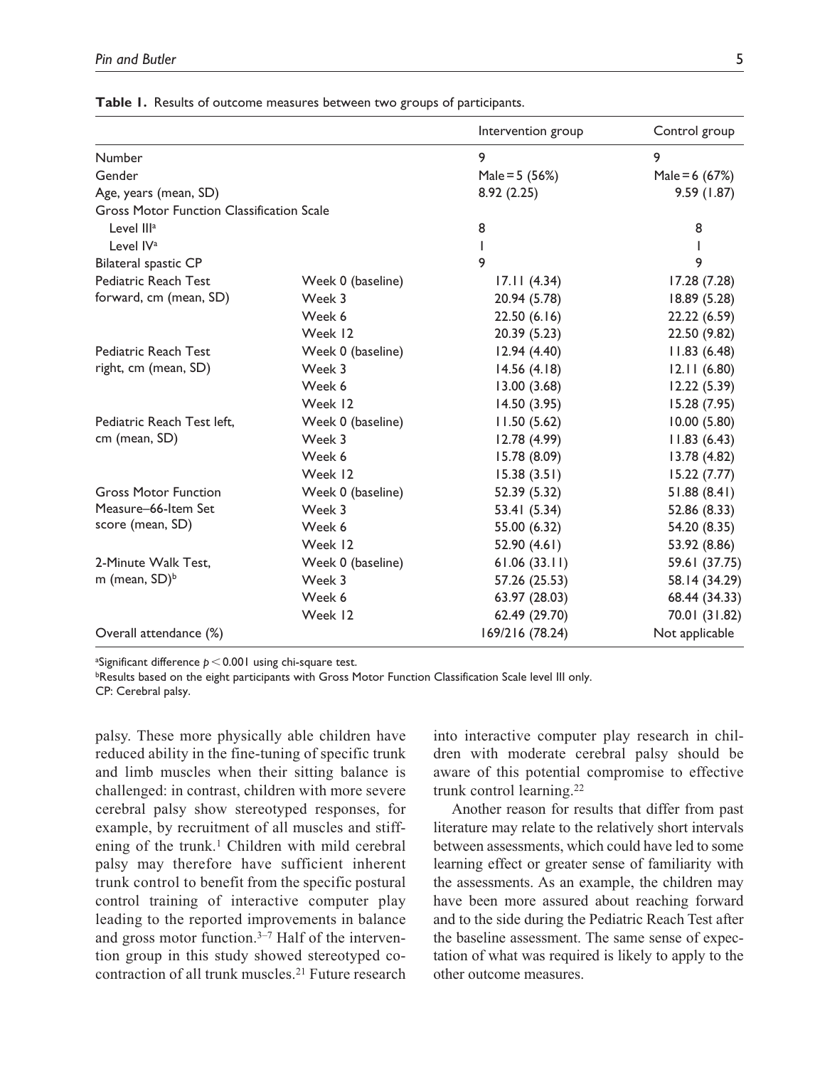**Table 1.** Results of outcome measures between two groups of participants.

| | | Intervention group | Control group |
|---|---|---|---|
| Number | | 9 | 9 |
| Gender | | Male = 5 (56%) | Male = 6 (67%) |
| Age, years (mean, SD) | | 8.92 (2.25) | 9.59 (1.87) |
| Gross Motor Function Classification Scale | | | |
| Level III[a] | | 8 | 8 |
| Level IV[a] | | 1 | 1 |
| Bilateral spastic CP | | 9 | 9 |
| Pediatric Reach Test forward, cm (mean, SD) | Week 0 (baseline) | 17.11 (4.34) | 17.28 (7.28) |
| | Week 3 | 20.94 (5.78) | 18.89 (5.28) |
| | Week 6 | 22.50 (6.16) | 22.22 (6.59) |
| | Week 12 | 20.39 (5.23) | 22.50 (9.82) |
| Pediatric Reach Test right, cm (mean, SD) | Week 0 (baseline) | 12.94 (4.40) | 11.83 (6.48) |
| | Week 3 | 14.56 (4.18) | 12.11 (6.80) |
| | Week 6 | 13.00 (3.68) | 12.22 (5.39) |
| | Week 12 | 14.50 (3.95) | 15.28 (7.95) |
| Pediatric Reach Test left, cm (mean, SD) | Week 0 (baseline) | 11.50 (5.62) | 10.00 (5.80) |
| | Week 3 | 12.78 (4.99) | 11.83 (6.43) |
| | Week 6 | 15.78 (8.09) | 13.78 (4.82) |
| | Week 12 | 15.38 (3.51) | 15.22 (7.77) |
| Gross Motor Function Measure–66-Item Set score (mean, SD) | Week 0 (baseline) | 52.39 (5.32) | 51.88 (8.41) |
| | Week 3 | 53.41 (5.34) | 52.86 (8.33) |
| | Week 6 | 55.00 (6.32) | 54.20 (8.35) |
| | Week 12 | 52.90 (4.61) | 53.92 (8.86) |
| 2-Minute Walk Test, m (mean, SD)[b] | Week 0 (baseline) | 61.06 (33.11) | 59.61 (37.75) |
| | Week 3 | 57.26 (25.53) | 58.14 (34.29) |
| | Week 6 | 63.97 (28.03) | 68.44 (34.33) |
| | Week 12 | 62.49 (29.70) | 70.01 (31.82) |
| Overall attendance (%) | | 169/216 (78.24) | Not applicable |

[a]Significant difference $p < 0.001$ using chi-square test.
[b]Results based on the eight participants with Gross Motor Function Classification Scale level III only.
CP: Cerebral palsy.

palsy. These more physically able children have reduced ability in the fine-tuning of specific trunk and limb muscles when their sitting balance is challenged: in contrast, children with more severe cerebral palsy show stereotyped responses, for example, by recruitment of all muscles and stiffening of the trunk.[1] Children with mild cerebral palsy may therefore have sufficient inherent trunk control to benefit from the specific postural control training of interactive computer play leading to the reported improvements in balance and gross motor function.[3–7] Half of the intervention group in this study showed stereotyped co-contraction of all trunk muscles.[21] Future research into interactive computer play research in children with moderate cerebral palsy should be aware of this potential compromise to effective trunk control learning.[22]

Another reason for results that differ from past literature may relate to the relatively short intervals between assessments, which could have led to some learning effect or greater sense of familiarity with the assessments. As an example, the children may have been more assured about reaching forward and to the side during the Pediatric Reach Test after the baseline assessment. The same sense of expectation of what was required is likely to apply to the other outcome measures.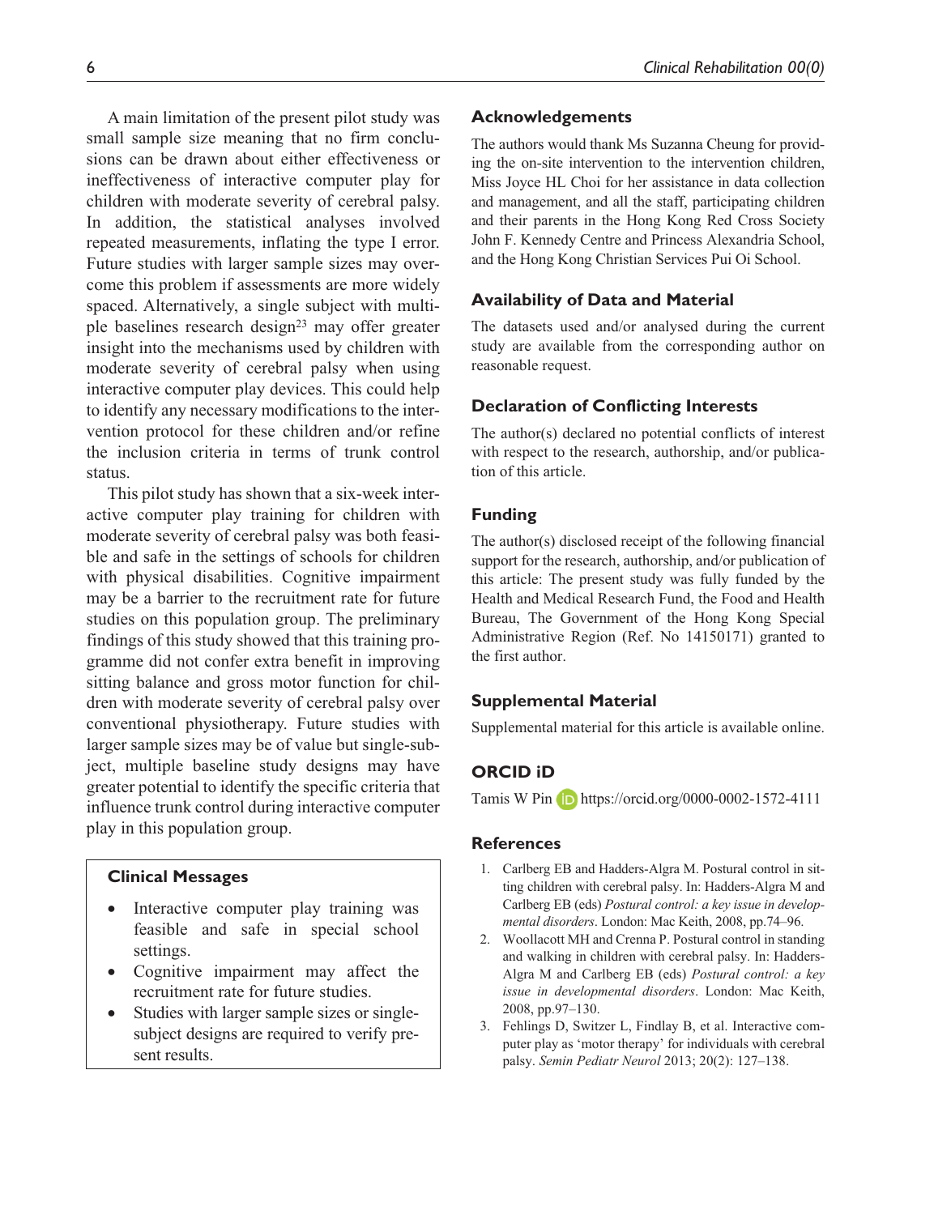A main limitation of the present pilot study was small sample size meaning that no firm conclusions can be drawn about either effectiveness or ineffectiveness of interactive computer play for children with moderate severity of cerebral palsy. In addition, the statistical analyses involved repeated measurements, inflating the type I error. Future studies with larger sample sizes may overcome this problem if assessments are more widely spaced. Alternatively, a single subject with multiple baselines research design[23] may offer greater insight into the mechanisms used by children with moderate severity of cerebral palsy when using interactive computer play devices. This could help to identify any necessary modifications to the intervention protocol for these children and/or refine the inclusion criteria in terms of trunk control status.

This pilot study has shown that a six-week interactive computer play training for children with moderate severity of cerebral palsy was both feasible and safe in the settings of schools for children with physical disabilities. Cognitive impairment may be a barrier to the recruitment rate for future studies on this population group. The preliminary findings of this study showed that this training programme did not confer extra benefit in improving sitting balance and gross motor function for children with moderate severity of cerebral palsy over conventional physiotherapy. Future studies with larger sample sizes may be of value but single-subject, multiple baseline study designs may have greater potential to identify the specific criteria that influence trunk control during interactive computer play in this population group.

### Clinical Messages

- Interactive computer play training was feasible and safe in special school settings.
- Cognitive impairment may affect the recruitment rate for future studies.
- Studies with larger sample sizes or single-subject designs are required to verify present results.

## Acknowledgements

The authors would thank Ms Suzanna Cheung for providing the on-site intervention to the intervention children, Miss Joyce HL Choi for her assistance in data collection and management, and all the staff, participating children and their parents in the Hong Kong Red Cross Society John F. Kennedy Centre and Princess Alexandria School, and the Hong Kong Christian Services Pui Oi School.

## Availability of Data and Material

The datasets used and/or analysed during the current study are available from the corresponding author on reasonable request.

## Declaration of Conflicting Interests

The author(s) declared no potential conflicts of interest with respect to the research, authorship, and/or publication of this article.

## Funding

The author(s) disclosed receipt of the following financial support for the research, authorship, and/or publication of this article: The present study was fully funded by the Health and Medical Research Fund, the Food and Health Bureau, The Government of the Hong Kong Special Administrative Region (Ref. No 14150171) granted to the first author.

## Supplemental Material

Supplemental material for this article is available online.

## ORCID iD

Tamis W Pin https://orcid.org/0000-0002-1572-4111

## References

1. Carlberg EB and Hadders-Algra M. Postural control in sitting children with cerebral palsy. In: Hadders-Algra M and Carlberg EB (eds) *Postural control: a key issue in developmental disorders*. London: Mac Keith, 2008, pp.74–96.
2. Woollacott MH and Crenna P. Postural control in standing and walking in children with cerebral palsy. In: Hadders-Algra M and Carlberg EB (eds) *Postural control: a key issue in developmental disorders*. London: Mac Keith, 2008, pp.97–130.
3. Fehlings D, Switzer L, Findlay B, et al. Interactive computer play as 'motor therapy' for individuals with cerebral palsy. *Semin Pediatr Neurol* 2013; 20(2): 127–138.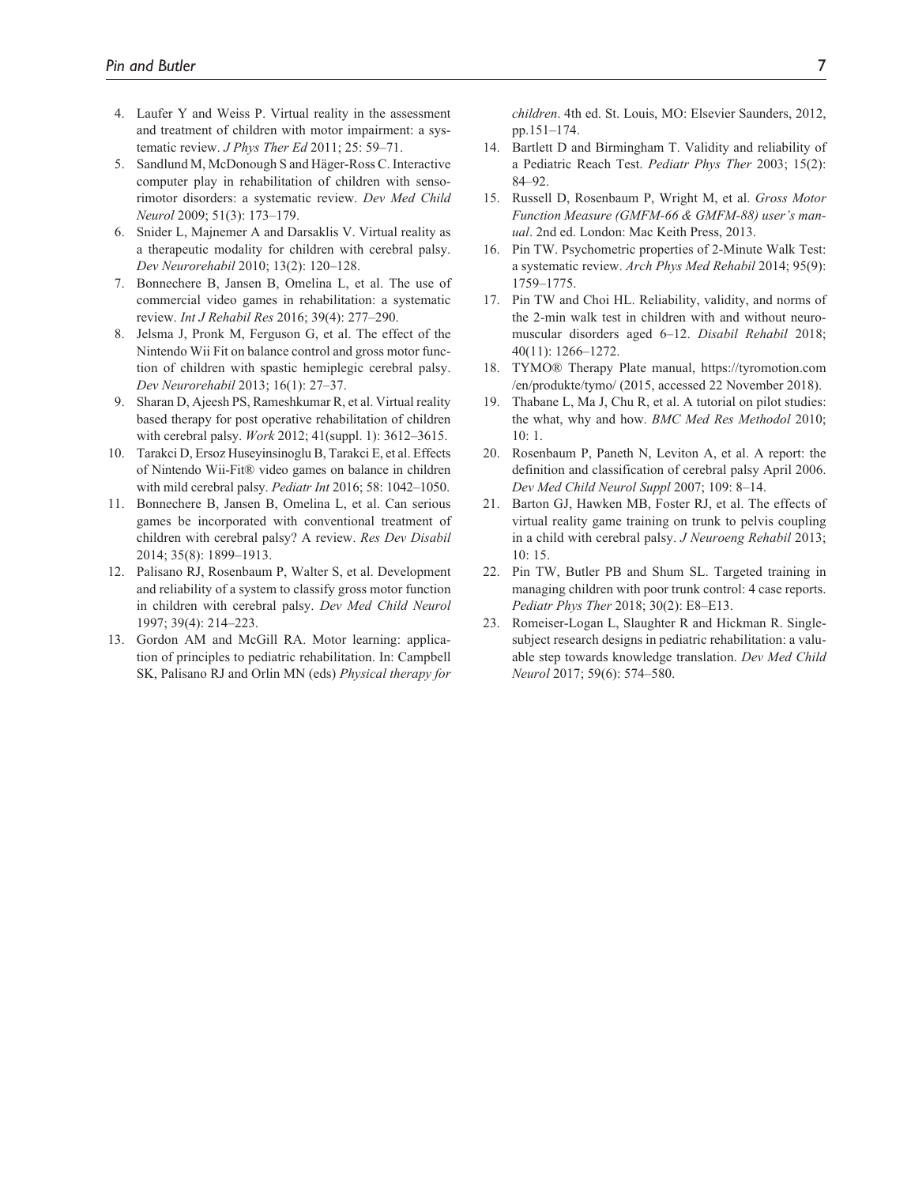4. Laufer Y and Weiss P. Virtual reality in the assessment and treatment of children with motor impairment: a systematic review. *J Phys Ther Ed* 2011; 25: 59–71.
5. Sandlund M, McDonough S and Häger-Ross C. Interactive computer play in rehabilitation of children with sensorimotor disorders: a systematic review. *Dev Med Child Neurol* 2009; 51(3): 173–179.
6. Snider L, Majnemer A and Darsaklis V. Virtual reality as a therapeutic modality for children with cerebral palsy. *Dev Neurorehabil* 2010; 13(2): 120–128.
7. Bonnechere B, Jansen B, Omelina L, et al. The use of commercial video games in rehabilitation: a systematic review. *Int J Rehabil Res* 2016; 39(4): 277–290.
8. Jelsma J, Pronk M, Ferguson G, et al. The effect of the Nintendo Wii Fit on balance control and gross motor function of children with spastic hemiplegic cerebral palsy. *Dev Neurorehabil* 2013; 16(1): 27–37.
9. Sharan D, Ajeesh PS, Rameshkumar R, et al. Virtual reality based therapy for post operative rehabilitation of children with cerebral palsy. *Work* 2012; 41(suppl. 1): 3612–3615.
10. Tarakci D, Ersoz Huseyinsinoglu B, Tarakci E, et al. Effects of Nintendo Wii-Fit® video games on balance in children with mild cerebral palsy. *Pediatr Int* 2016; 58: 1042–1050.
11. Bonnechere B, Jansen B, Omelina L, et al. Can serious games be incorporated with conventional treatment of children with cerebral palsy? A review. *Res Dev Disabil* 2014; 35(8): 1899–1913.
12. Palisano RJ, Rosenbaum P, Walter S, et al. Development and reliability of a system to classify gross motor function in children with cerebral palsy. *Dev Med Child Neurol* 1997; 39(4): 214–223.
13. Gordon AM and McGill RA. Motor learning: application of principles to pediatric rehabilitation. In: Campbell SK, Palisano RJ and Orlin MN (eds) *Physical therapy for children*. 4th ed. St. Louis, MO: Elsevier Saunders, 2012, pp.151–174.
14. Bartlett D and Birmingham T. Validity and reliability of a Pediatric Reach Test. *Pediatr Phys Ther* 2003; 15(2): 84–92.
15. Russell D, Rosenbaum P, Wright M, et al. *Gross Motor Function Measure (GMFM-66 & GMFM-88) user's manual*. 2nd ed. London: Mac Keith Press, 2013.
16. Pin TW. Psychometric properties of 2-Minute Walk Test: a systematic review. *Arch Phys Med Rehabil* 2014; 95(9): 1759–1775.
17. Pin TW and Choi HL. Reliability, validity, and norms of the 2-min walk test in children with and without neuromuscular disorders aged 6–12. *Disabil Rehabil* 2018; 40(11): 1266–1272.
18. TYMO® Therapy Plate manual, https://tyromotion.com/en/produkte/tymo/ (2015, accessed 22 November 2018).
19. Thabane L, Ma J, Chu R, et al. A tutorial on pilot studies: the what, why and how. *BMC Med Res Methodol* 2010; 10: 1.
20. Rosenbaum P, Paneth N, Leviton A, et al. A report: the definition and classification of cerebral palsy April 2006. *Dev Med Child Neurol Suppl* 2007; 109: 8–14.
21. Barton GJ, Hawken MB, Foster RJ, et al. The effects of virtual reality game training on trunk to pelvis coupling in a child with cerebral palsy. *J Neuroeng Rehabil* 2013; 10: 15.
22. Pin TW, Butler PB and Shum SL. Targeted training in managing children with poor trunk control: 4 case reports. *Pediatr Phys Ther* 2018; 30(2): E8–E13.
23. Romeiser-Logan L, Slaughter R and Hickman R. Single-subject research designs in pediatric rehabilitation: a valuable step towards knowledge translation. *Dev Med Child Neurol* 2017; 59(6): 574–580.